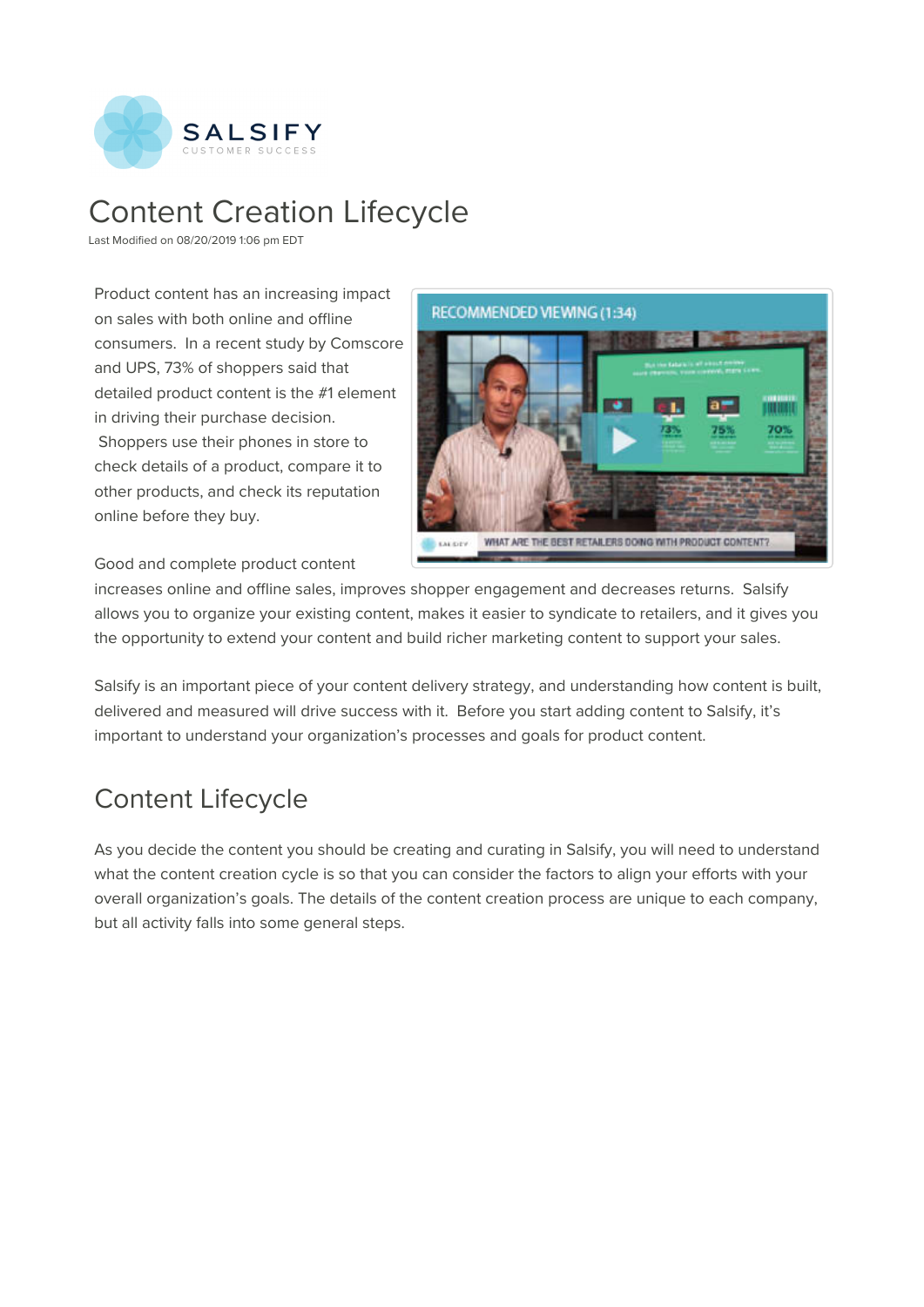SALSIFY
CUSTOMER SUCCESS

# Content Creation Lifecycle

Last Modified on 08/20/2019 1:06 pm EDT

Product content has an increasing impact on sales with both online and offline consumers. In a recent study by Comscore and UPS, 73% of shoppers said that detailed product content is the #1 element in driving their purchase decision. Shoppers use their phones in store to check details of a product, compare it to other products, and check its reputation online before they buy.

Good and complete product content increases online and offline sales, improves shopper engagement and decreases returns. Salsify allows you to organize your existing content, makes it easier to syndicate to retailers, and it gives you the opportunity to extend your content and build richer marketing content to support your sales.

Salsify is an important piece of your content delivery strategy, and understanding how content is built, delivered and measured will drive success with it. Before you start adding content to Salsify, it's important to understand your organization's processes and goals for product content.

## Content Lifecycle

As you decide the content you should be creating and curating in Salsify, you will need to understand what the content creation cycle is so that you can consider the factors to align your efforts with your overall organization's goals. The details of the content creation process are unique to each company, but all activity falls into some general steps.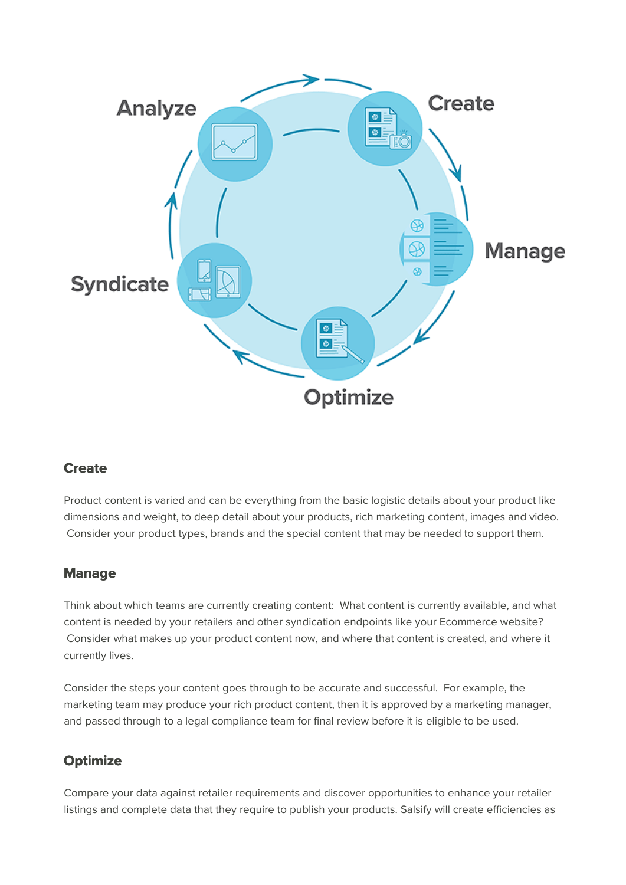### Create

Product content is varied and can be everything from the basic logistic details about your product like dimensions and weight, to deep detail about your products, rich marketing content, images and video. Consider your product types, brands and the special content that may be needed to support them.

### Manage

Think about which teams are currently creating content: What content is currently available, and what content is needed by your retailers and other syndication endpoints like your Ecommerce website? Consider what makes up your product content now, and where that content is created, and where it currently lives.

Consider the steps your content goes through to be accurate and successful. For example, the marketing team may produce your rich product content, then it is approved by a marketing manager, and passed through to a legal compliance team for final review before it is eligible to be used.

### Optimize

Compare your data against retailer requirements and discover opportunities to enhance your retailer listings and complete data that they require to publish your products. Salsify will create efficiencies as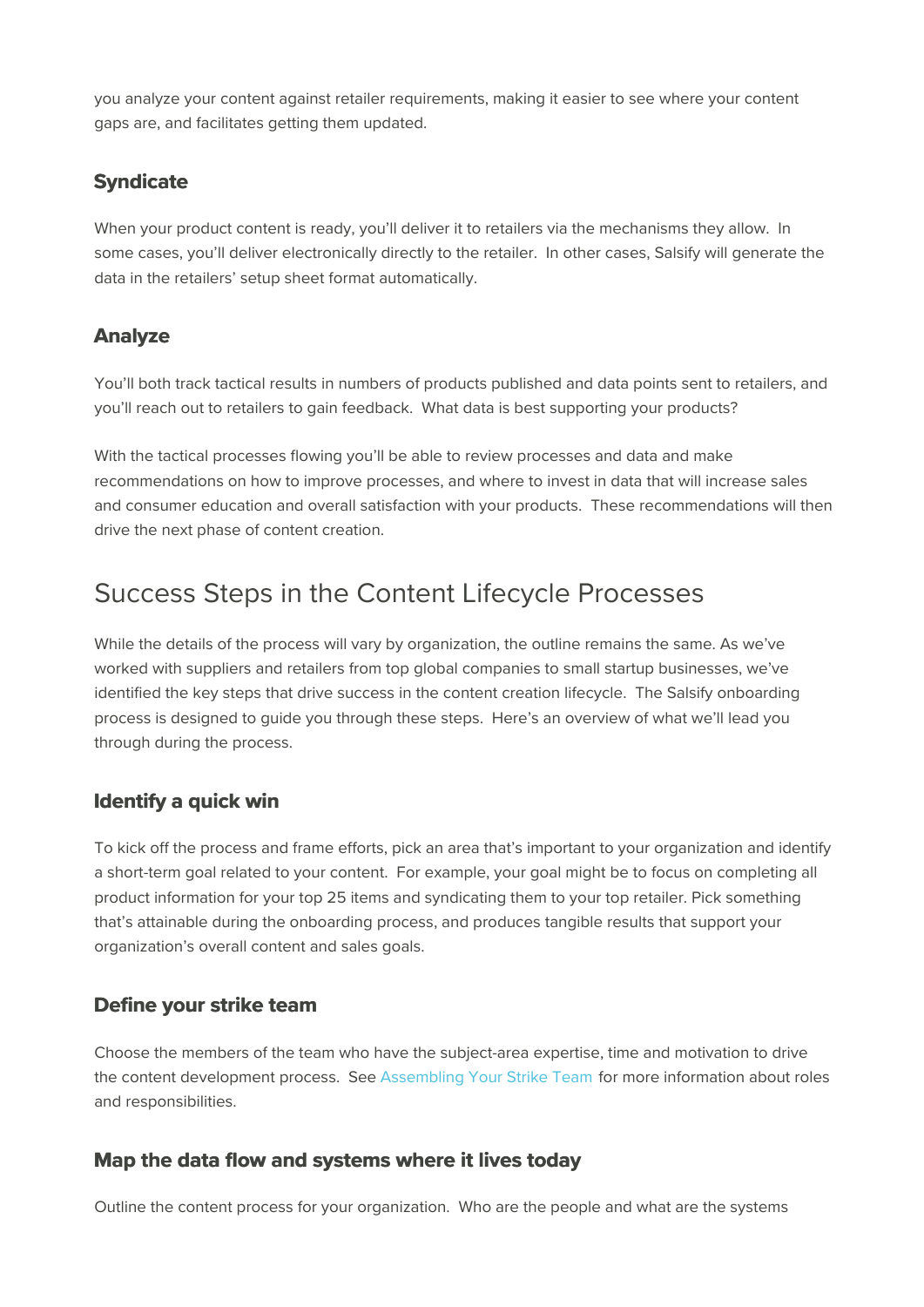you analyze your content against retailer requirements, making it easier to see where your content gaps are, and facilitates getting them updated.

### Syndicate

When your product content is ready, you'll deliver it to retailers via the mechanisms they allow. In some cases, you'll deliver electronically directly to the retailer. In other cases, Salsify will generate the data in the retailers' setup sheet format automatically.

### Analyze

You'll both track tactical results in numbers of products published and data points sent to retailers, and you'll reach out to retailers to gain feedback. What data is best supporting your products?

With the tactical processes flowing you'll be able to review processes and data and make recommendations on how to improve processes, and where to invest in data that will increase sales and consumer education and overall satisfaction with your products. These recommendations will then drive the next phase of content creation.

## Success Steps in the Content Lifecycle Processes

While the details of the process will vary by organization, the outline remains the same. As we've worked with suppliers and retailers from top global companies to small startup businesses, we've identified the key steps that drive success in the content creation lifecycle. The Salsify onboarding process is designed to guide you through these steps. Here's an overview of what we'll lead you through during the process.

### Identify a quick win

To kick off the process and frame efforts, pick an area that's important to your organization and identify a short-term goal related to your content. For example, your goal might be to focus on completing all product information for your top 25 items and syndicating them to your top retailer. Pick something that's attainable during the onboarding process, and produces tangible results that support your organization's overall content and sales goals.

### Define your strike team

Choose the members of the team who have the subject-area expertise, time and motivation to drive the content development process. See Assembling Your Strike Team for more information about roles and responsibilities.

### Map the data flow and systems where it lives today

Outline the content process for your organization. Who are the people and what are the systems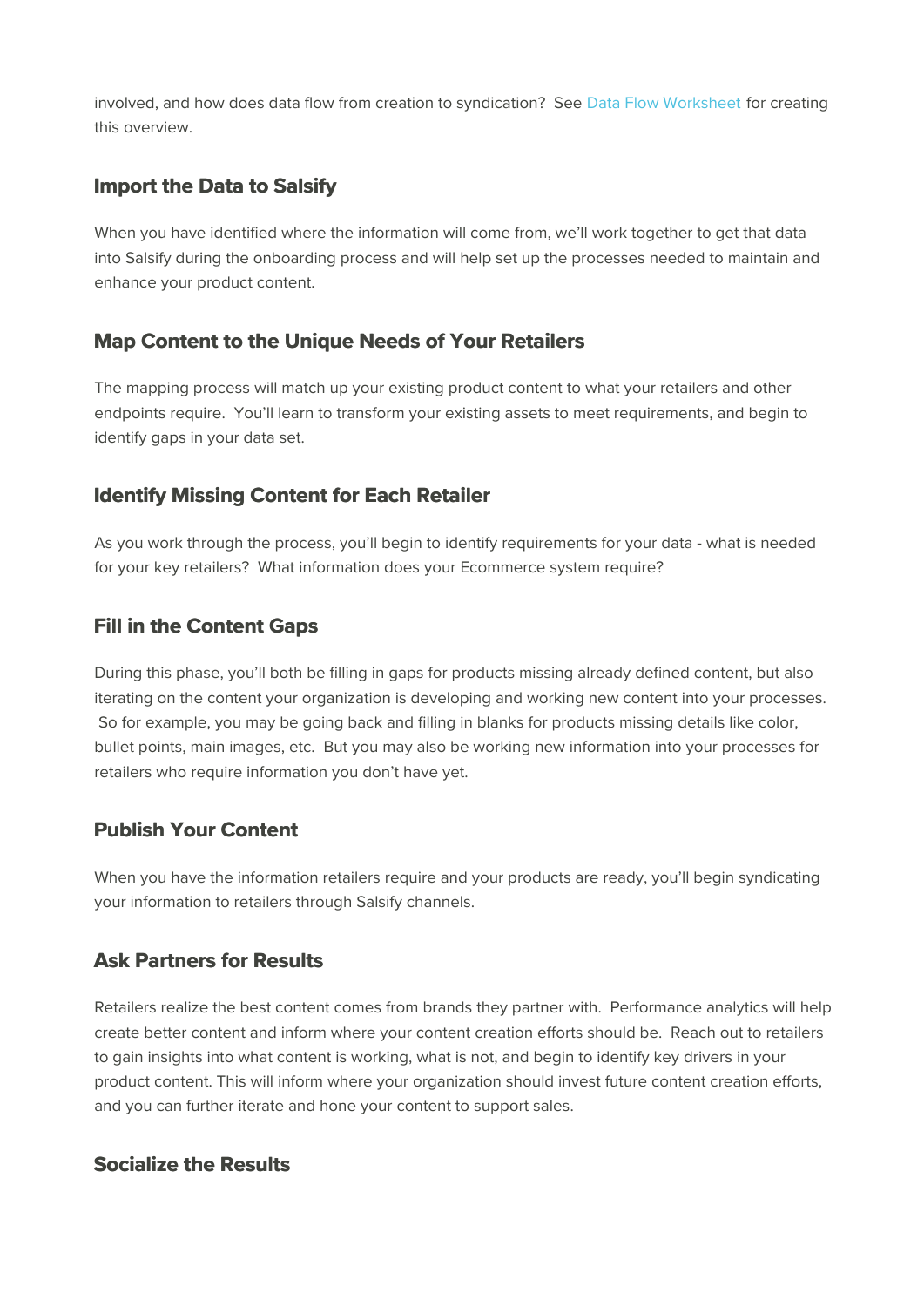involved, and how does data flow from creation to syndication? See Data Flow Worksheet for creating this overview.

### Import the Data to Salsify

When you have identified where the information will come from, we'll work together to get that data into Salsify during the onboarding process and will help set up the processes needed to maintain and enhance your product content.

### Map Content to the Unique Needs of Your Retailers

The mapping process will match up your existing product content to what your retailers and other endpoints require. You'll learn to transform your existing assets to meet requirements, and begin to identify gaps in your data set.

### Identify Missing Content for Each Retailer

As you work through the process, you'll begin to identify requirements for your data - what is needed for your key retailers? What information does your Ecommerce system require?

### Fill in the Content Gaps

During this phase, you'll both be filling in gaps for products missing already defined content, but also iterating on the content your organization is developing and working new content into your processes. So for example, you may be going back and filling in blanks for products missing details like color, bullet points, main images, etc. But you may also be working new information into your processes for retailers who require information you don't have yet.

### Publish Your Content

When you have the information retailers require and your products are ready, you'll begin syndicating your information to retailers through Salsify channels.

### Ask Partners for Results

Retailers realize the best content comes from brands they partner with. Performance analytics will help create better content and inform where your content creation efforts should be. Reach out to retailers to gain insights into what content is working, what is not, and begin to identify key drivers in your product content. This will inform where your organization should invest future content creation efforts, and you can further iterate and hone your content to support sales.

### Socialize the Results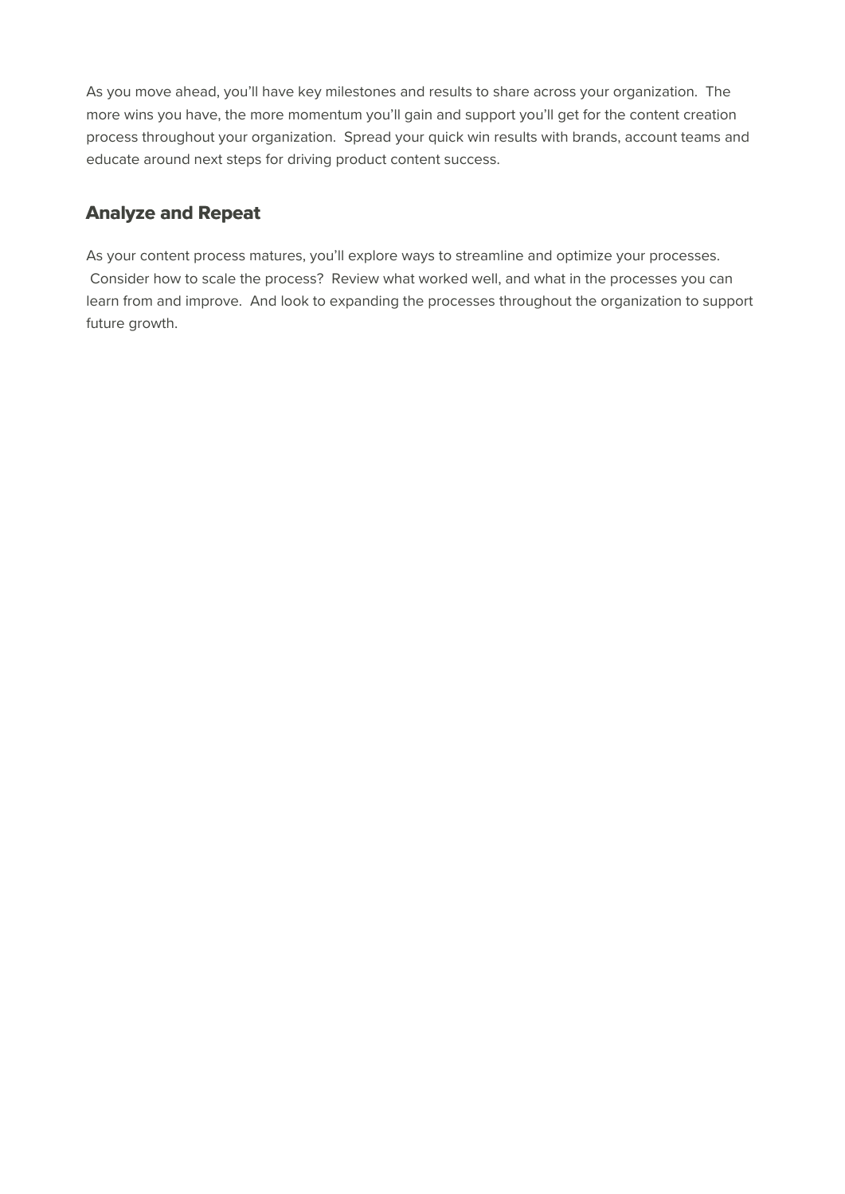As you move ahead, you'll have key milestones and results to share across your organization. The more wins you have, the more momentum you'll gain and support you'll get for the content creation process throughout your organization. Spread your quick win results with brands, account teams and educate around next steps for driving product content success.

## Analyze and Repeat

As your content process matures, you'll explore ways to streamline and optimize your processes. Consider how to scale the process? Review what worked well, and what in the processes you can learn from and improve. And look to expanding the processes throughout the organization to support future growth.